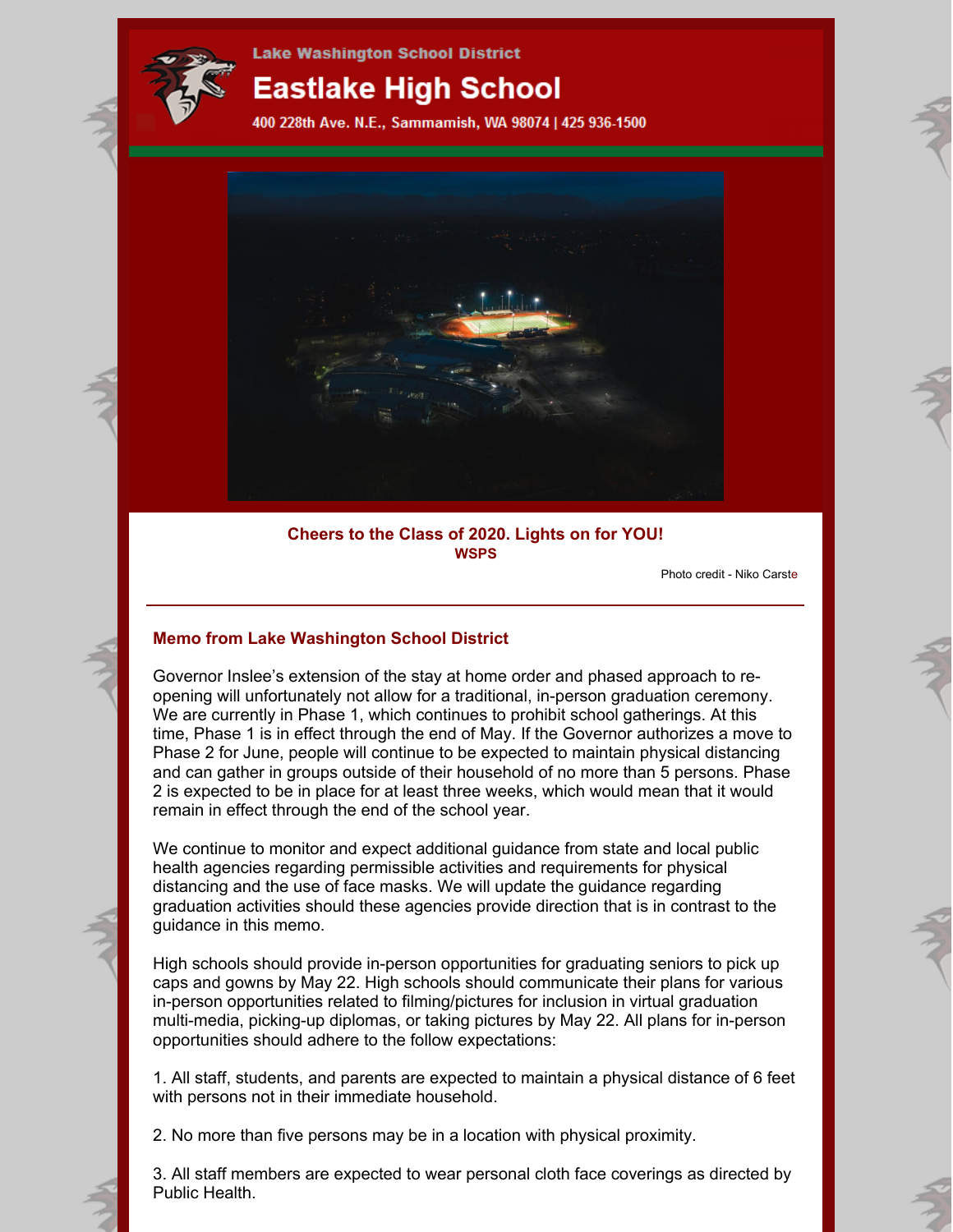Lake Washington School District

# Eastlake High School

400 228th Ave. N.E., Sammamish, WA 98074 | 425 936-1500

**Cheers to the Class of 2020. Lights on for YOU!**
**WSPS**

Photo credit - Niko Carste

---

### Memo from Lake Washington School District

Governor Inslee's extension of the stay at home order and phased approach to re-opening will unfortunately not allow for a traditional, in-person graduation ceremony. We are currently in Phase 1, which continues to prohibit school gatherings. At this time, Phase 1 is in effect through the end of May. If the Governor authorizes a move to Phase 2 for June, people will continue to be expected to maintain physical distancing and can gather in groups outside of their household of no more than 5 persons. Phase 2 is expected to be in place for at least three weeks, which would mean that it would remain in effect through the end of the school year.

We continue to monitor and expect additional guidance from state and local public health agencies regarding permissible activities and requirements for physical distancing and the use of face masks. We will update the guidance regarding graduation activities should these agencies provide direction that is in contrast to the guidance in this memo.

High schools should provide in-person opportunities for graduating seniors to pick up caps and gowns by May 22. High schools should communicate their plans for various in-person opportunities related to filming/pictures for inclusion in virtual graduation multi-media, picking-up diplomas, or taking pictures by May 22. All plans for in-person opportunities should adhere to the follow expectations:

1. All staff, students, and parents are expected to maintain a physical distance of 6 feet with persons not in their immediate household.

2. No more than five persons may be in a location with physical proximity.

3. All staff members are expected to wear personal cloth face coverings as directed by Public Health.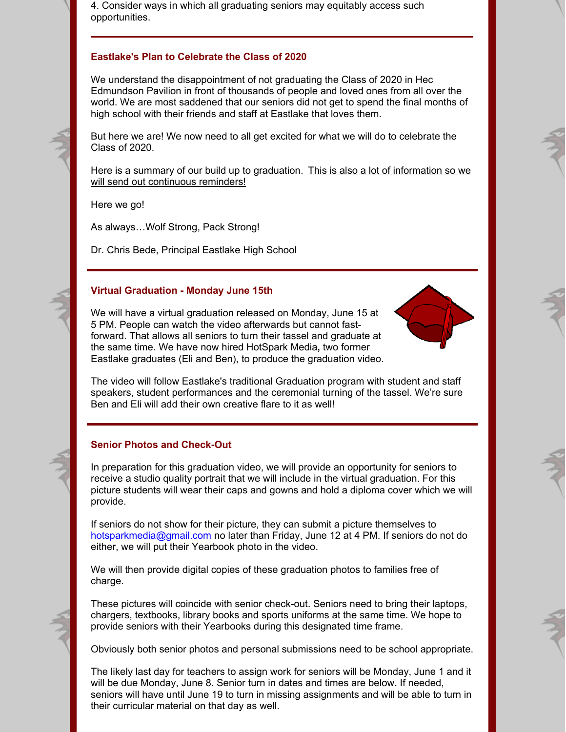4. Consider ways in which all graduating seniors may equitably access such opportunities.

---

### Eastlake's Plan to Celebrate the Class of 2020

We understand the disappointment of not graduating the Class of 2020 in Hec Edmundson Pavilion in front of thousands of people and loved ones from all over the world. We are most saddened that our seniors did not get to spend the final months of high school with their friends and staff at Eastlake that loves them.

But here we are! We now need to all get excited for what we will do to celebrate the Class of 2020.

Here is a summary of our build up to graduation. This is also a lot of information so we will send out continuous reminders!

Here we go!

As always…Wolf Strong, Pack Strong!

Dr. Chris Bede, Principal Eastlake High School

---

### Virtual Graduation - Monday June 15th

We will have a virtual graduation released on Monday, June 15 at 5 PM. People can watch the video afterwards but cannot fast-forward. That allows all seniors to turn their tassel and graduate at the same time. We have now hired HotSpark Media**,** two former Eastlake graduates (Eli and Ben), to produce the graduation video.

The video will follow Eastlake's traditional Graduation program with student and staff speakers, student performances and the ceremonial turning of the tassel. We're sure Ben and Eli will add their own creative flare to it as well!

---

### Senior Photos and Check-Out

In preparation for this graduation video, we will provide an opportunity for seniors to receive a studio quality portrait that we will include in the virtual graduation. For this picture students will wear their caps and gowns and hold a diploma cover which we will provide.

If seniors do not show for their picture, they can submit a picture themselves to hotsparkmedia@gmail.com no later than Friday, June 12 at 4 PM. If seniors do not do either, we will put their Yearbook photo in the video.

We will then provide digital copies of these graduation photos to families free of charge.

These pictures will coincide with senior check-out. Seniors need to bring their laptops, chargers, textbooks, library books and sports uniforms at the same time. We hope to provide seniors with their Yearbooks during this designated time frame.

Obviously both senior photos and personal submissions need to be school appropriate.

The likely last day for teachers to assign work for seniors will be Monday, June 1 and it will be due Monday, June 8. Senior turn in dates and times are below. If needed, seniors will have until June 19 to turn in missing assignments and will be able to turn in their curricular material on that day as well.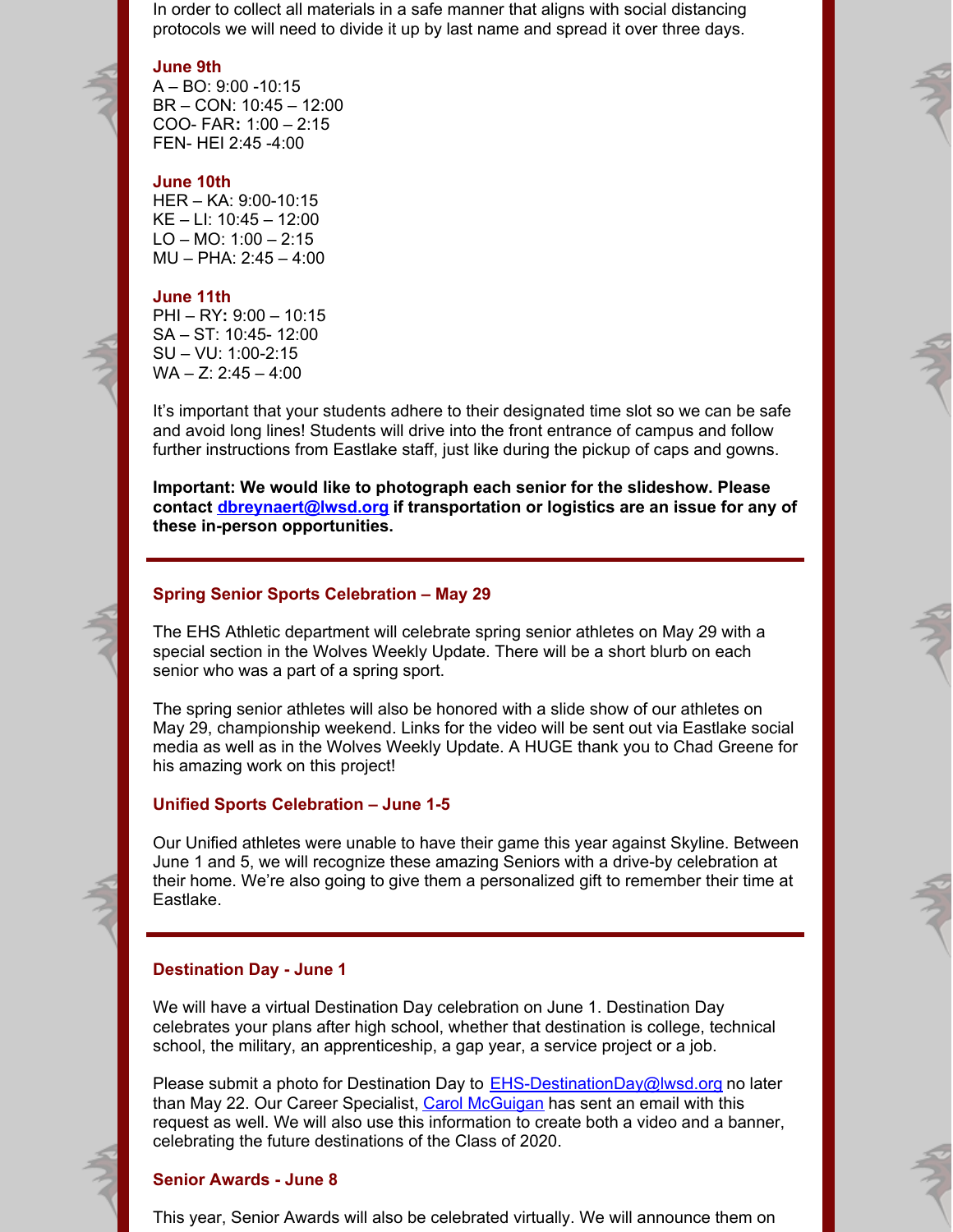In order to collect all materials in a safe manner that aligns with social distancing protocols we will need to divide it up by last name and spread it over three days.

**June 9th**
A – BO: 9:00 -10:15
BR – CON: 10:45 – 12:00
COO- FAR**:** 1:00 – 2:15
FEN- HEI 2:45 -4:00

**June 10th**
HER – KA: 9:00-10:15
KE – LI: 10:45 – 12:00
LO – MO: 1:00 – 2:15
MU – PHA: 2:45 – 4:00

**June 11th**
PHI – RY**:** 9:00 – 10:15
SA – ST: 10:45- 12:00
SU – VU: 1:00-2:15
WA – Z: 2:45 – 4:00

It's important that your students adhere to their designated time slot so we can be safe and avoid long lines! Students will drive into the front entrance of campus and follow further instructions from Eastlake staff, just like during the pickup of caps and gowns.

**Important: We would like to photograph each senior for the slideshow. Please contact dbreynaert@lwsd.org if transportation or logistics are an issue for any of these in-person opportunities.**

---

### Spring Senior Sports Celebration – May 29

The EHS Athletic department will celebrate spring senior athletes on May 29 with a special section in the Wolves Weekly Update. There will be a short blurb on each senior who was a part of a spring sport.

The spring senior athletes will also be honored with a slide show of our athletes on May 29, championship weekend. Links for the video will be sent out via Eastlake social media as well as in the Wolves Weekly Update. A HUGE thank you to Chad Greene for his amazing work on this project!

### Unified Sports Celebration – June 1-5

Our Unified athletes were unable to have their game this year against Skyline. Between June 1 and 5, we will recognize these amazing Seniors with a drive-by celebration at their home. We're also going to give them a personalized gift to remember their time at Eastlake.

---

### Destination Day - June 1

We will have a virtual Destination Day celebration on June 1. Destination Day celebrates your plans after high school, whether that destination is college, technical school, the military, an apprenticeship, a gap year, a service project or a job.

Please submit a photo for Destination Day to EHS-DestinationDay@lwsd.org no later than May 22. Our Career Specialist, Carol McGuigan has sent an email with this request as well. We will also use this information to create both a video and a banner, celebrating the future destinations of the Class of 2020.

### Senior Awards - June 8

This year, Senior Awards will also be celebrated virtually. We will announce them on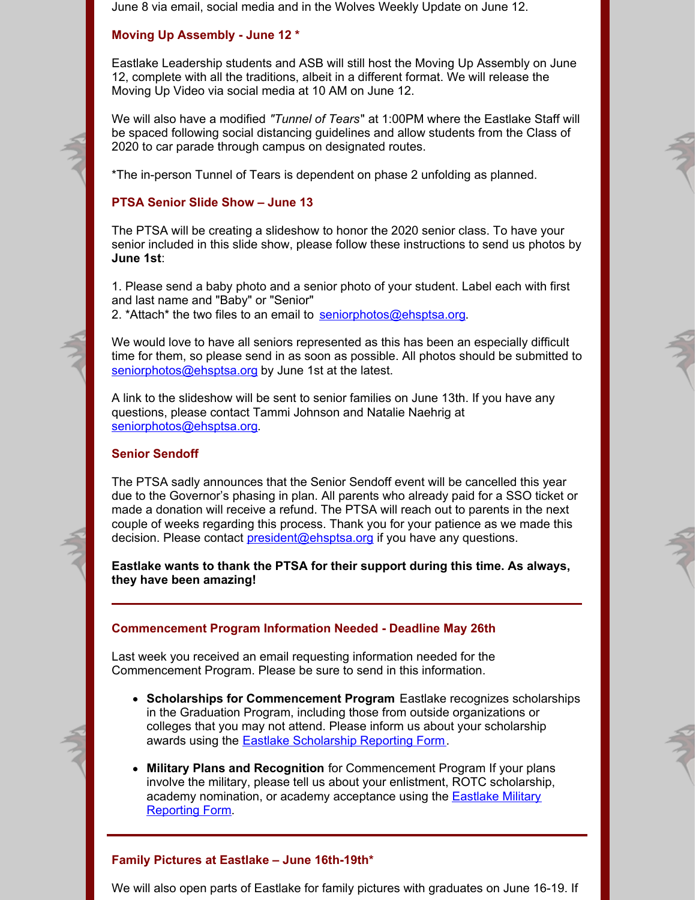June 8 via email, social media and in the Wolves Weekly Update on June 12.

### Moving Up Assembly - June 12 *

Eastlake Leadership students and ASB will still host the Moving Up Assembly on June 12, complete with all the traditions, albeit in a different format. We will release the Moving Up Video via social media at 10 AM on June 12.

We will also have a modified *"Tunnel of Tears*" at 1:00PM where the Eastlake Staff will be spaced following social distancing guidelines and allow students from the Class of 2020 to car parade through campus on designated routes.

*The in-person Tunnel of Tears is dependent on phase 2 unfolding as planned.

### PTSA Senior Slide Show – June 13

The PTSA will be creating a slideshow to honor the 2020 senior class. To have your senior included in this slide show, please follow these instructions to send us photos by **June 1st**:

1. Please send a baby photo and a senior photo of your student. Label each with first and last name and "Baby" or "Senior"
2. *Attach* the two files to an email to seniorphotos@ehsptsa.org.

We would love to have all seniors represented as this has been an especially difficult time for them, so please send in as soon as possible. All photos should be submitted to seniorphotos@ehsptsa.org by June 1st at the latest.

A link to the slideshow will be sent to senior families on June 13th. If you have any questions, please contact Tammi Johnson and Natalie Naehrig at seniorphotos@ehsptsa.org.

### Senior Sendoff

The PTSA sadly announces that the Senior Sendoff event will be cancelled this year due to the Governor's phasing in plan. All parents who already paid for a SSO ticket or made a donation will receive a refund. The PTSA will reach out to parents in the next couple of weeks regarding this process. Thank you for your patience as we made this decision. Please contact president@ehsptsa.org if you have any questions.

**Eastlake wants to thank the PTSA for their support during this time. As always, they have been amazing!**

---

### Commencement Program Information Needed - Deadline May 26th

Last week you received an email requesting information needed for the Commencement Program. Please be sure to send in this information.

- **Scholarships for Commencement Program** Eastlake recognizes scholarships in the Graduation Program, including those from outside organizations or colleges that you may not attend. Please inform us about your scholarship awards using the Eastlake Scholarship Reporting Form.
- **Military Plans and Recognition** for Commencement Program If your plans involve the military, please tell us about your enlistment, ROTC scholarship, academy nomination, or academy acceptance using the Eastlake Military Reporting Form.

---

### Family Pictures at Eastlake – June 16th-19th*

We will also open parts of Eastlake for family pictures with graduates on June 16-19. If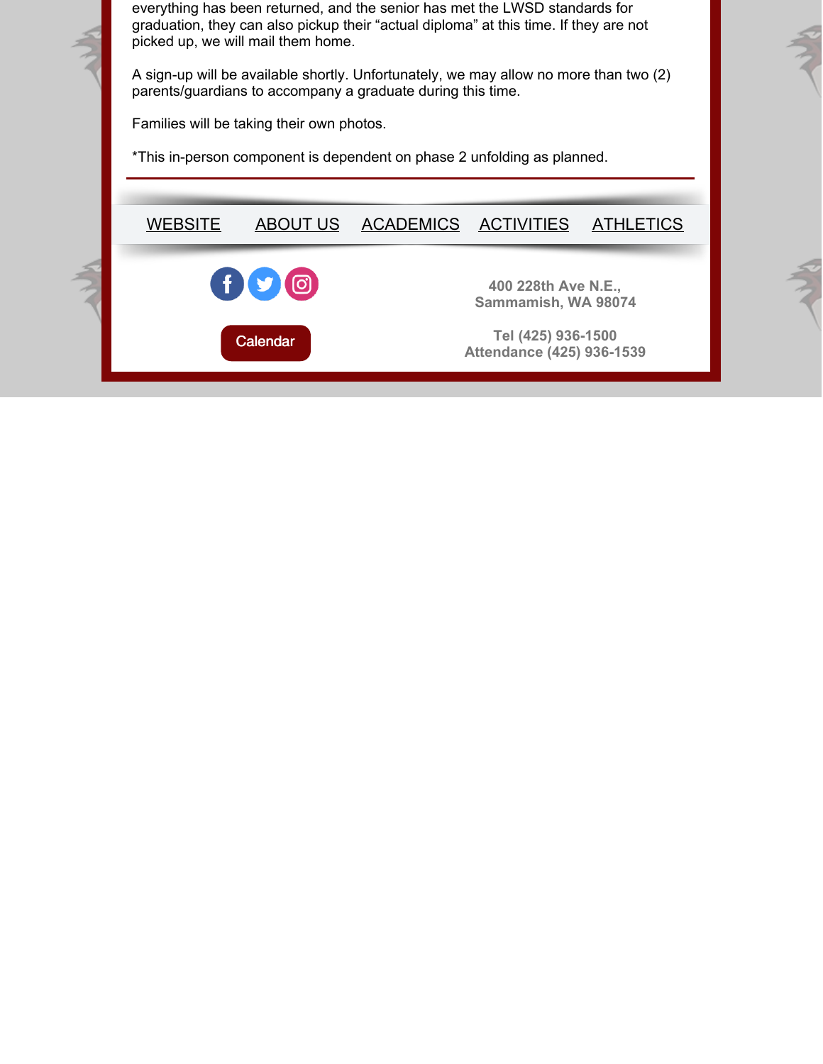everything has been returned, and the senior has met the LWSD standards for graduation, they can also pickup their “actual diploma” at this time. If they are not picked up, we will mail them home.

A sign-up will be available shortly. Unfortunately, we may allow no more than two (2) parents/guardians to accompany a graduate during this time.

Families will be taking their own photos.

*This in-person component is dependent on phase 2 unfolding as planned.

---

WEBSITE ABOUT US ACADEMICS ACTIVITIES ATHLETICS

Calendar

**400 228th Ave N.E.,**
**Sammamish, WA 98074**

**Tel (425) 936-1500**
**Attendance (425) 936-1539**